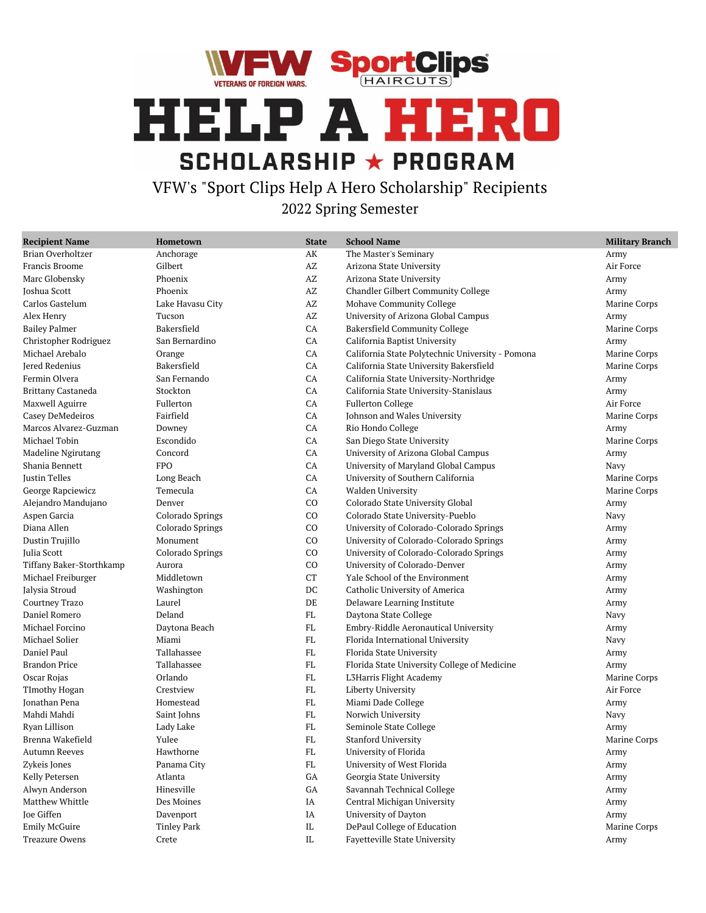# VFW Sport Clips HELP A HERO SCHOLARSHIP ★ PROGRAM

## VFW's "Sport Clips Help A Hero Scholarship" Recipients

### 2022 Spring Semester

| Recipient Name | Hometown | State | School Name | Military Branch |
|---|---|---|---|---|
| Brian Overholtzer | Anchorage | AK | The Master's Seminary | Army |
| Francis Broome | Gilbert | AZ | Arizona State University | Air Force |
| Marc Globensky | Phoenix | AZ | Arizona State University | Army |
| Joshua Scott | Phoenix | AZ | Chandler Gilbert Community College | Army |
| Carlos Gastelum | Lake Havasu City | AZ | Mohave Community College | Marine Corps |
| Alex Henry | Tucson | AZ | University of Arizona Global Campus | Army |
| Bailey Palmer | Bakersfield | CA | Bakersfield Community College | Marine Corps |
| Christopher Rodriguez | San Bernardino | CA | California Baptist University | Army |
| Michael Arebalo | Orange | CA | California State Polytechnic University - Pomona | Marine Corps |
| Jered Redenius | Bakersfield | CA | California State University Bakersfield | Marine Corps |
| Fermin Olvera | San Fernando | CA | California State University-Northridge | Army |
| Brittany Castaneda | Stockton | CA | California State University-Stanislaus | Army |
| Maxwell Aguirre | Fullerton | CA | Fullerton College | Air Force |
| Casey DeMedeiros | Fairfield | CA | Johnson and Wales University | Marine Corps |
| Marcos Alvarez-Guzman | Downey | CA | Rio Hondo College | Army |
| Michael Tobin | Escondido | CA | San Diego State University | Marine Corps |
| Madeline Ngirutang | Concord | CA | University of Arizona Global Campus | Army |
| Shania Bennett | FPO | CA | University of Maryland Global Campus | Navy |
| Justin Telles | Long Beach | CA | University of Southern California | Marine Corps |
| George Rapciewicz | Temecula | CA | Walden University | Marine Corps |
| Alejandro Mandujano | Denver | CO | Colorado State University Global | Army |
| Aspen Garcia | Colorado Springs | CO | Colorado State University-Pueblo | Navy |
| Diana Allen | Colorado Springs | CO | University of Colorado-Colorado Springs | Army |
| Dustin Trujillo | Monument | CO | University of Colorado-Colorado Springs | Army |
| Julia Scott | Colorado Springs | CO | University of Colorado-Colorado Springs | Army |
| Tiffany Baker-Storthkamp | Aurora | CO | University of Colorado-Denver | Army |
| Michael Freiburger | Middletown | CT | Yale School of the Environment | Army |
| Jalysia Stroud | Washington | DC | Catholic University of America | Army |
| Courtney Trazo | Laurel | DE | Delaware Learning Institute | Army |
| Daniel Romero | Deland | FL | Daytona State College | Navy |
| Michael Forcino | Daytona Beach | FL | Embry-Riddle Aeronautical University | Army |
| Michael Solier | Miami | FL | Florida International University | Navy |
| Daniel Paul | Tallahassee | FL | Florida State University | Army |
| Brandon Price | Tallahassee | FL | Florida State University College of Medicine | Army |
| Oscar Rojas | Orlando | FL | L3Harris Flight Academy | Marine Corps |
| TImothy Hogan | Crestview | FL | Liberty University | Air Force |
| Jonathan Pena | Homestead | FL | Miami Dade College | Army |
| Mahdi Mahdi | Saint Johns | FL | Norwich University | Navy |
| Ryan Lillison | Lady Lake | FL | Seminole State College | Army |
| Brenna Wakefield | Yulee | FL | Stanford University | Marine Corps |
| Autumn Reeves | Hawthorne | FL | University of Florida | Army |
| Zykeis Jones | Panama City | FL | University of West Florida | Army |
| Kelly Petersen | Atlanta | GA | Georgia State University | Army |
| Alwyn Anderson | Hinesville | GA | Savannah Technical College | Army |
| Matthew Whittle | Des Moines | IA | Central Michigan University | Army |
| Joe Giffen | Davenport | IA | University of Dayton | Army |
| Emily McGuire | Tinley Park | IL | DePaul College of Education | Marine Corps |
| Treazure Owens | Crete | IL | Fayetteville State University | Army |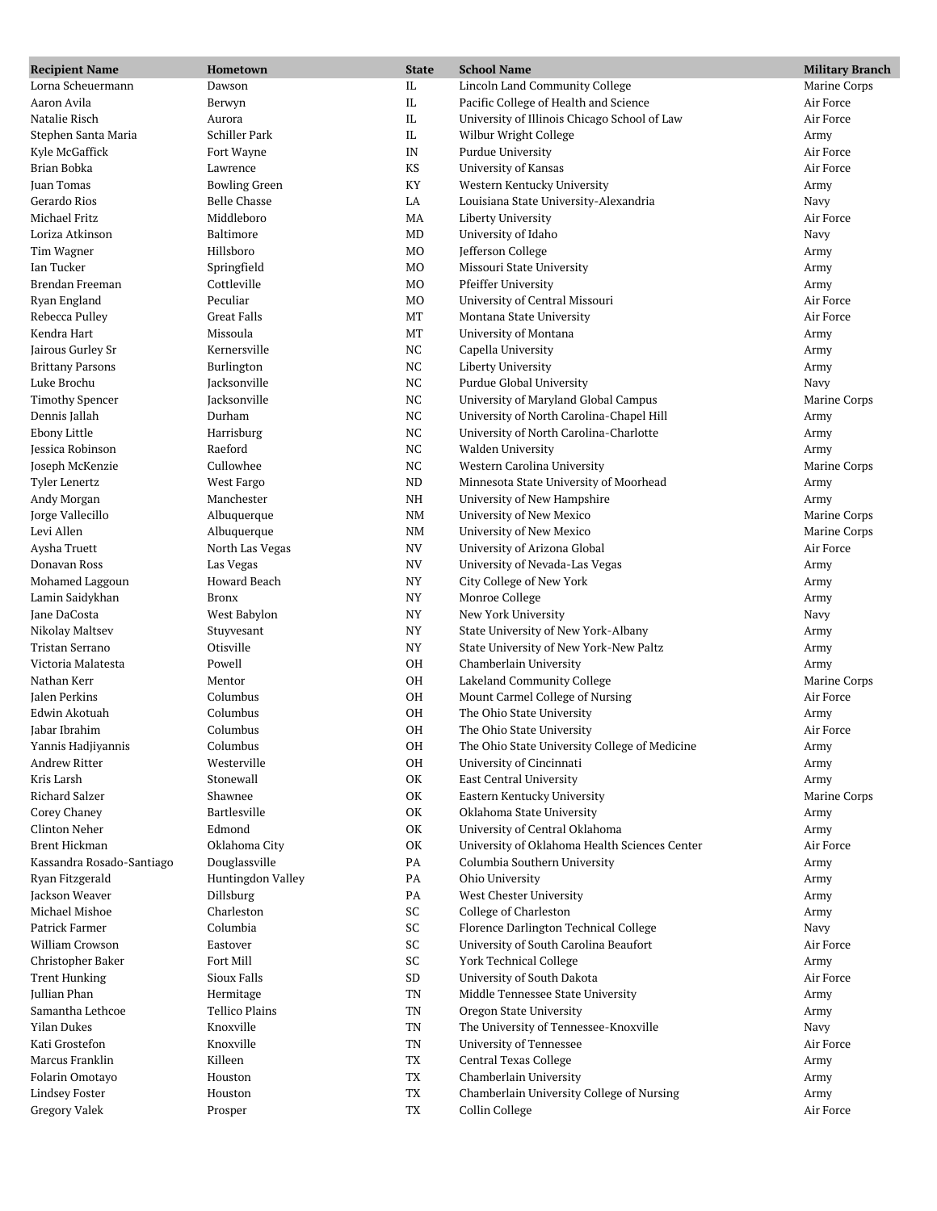| Recipient Name | Hometown | State | School Name | Military Branch |
| --- | --- | --- | --- | --- |
| Lorna Scheuermann | Dawson | IL | Lincoln Land Community College | Marine Corps |
| Aaron Avila | Berwyn | IL | Pacific College of Health and Science | Air Force |
| Natalie Risch | Aurora | IL | University of Illinois Chicago School of Law | Air Force |
| Stephen Santa Maria | Schiller Park | IL | Wilbur Wright College | Army |
| Kyle McGaffick | Fort Wayne | IN | Purdue University | Air Force |
| Brian Bobka | Lawrence | KS | University of Kansas | Air Force |
| Juan Tomas | Bowling Green | KY | Western Kentucky University | Army |
| Gerardo Rios | Belle Chasse | LA | Louisiana State University-Alexandria | Navy |
| Michael Fritz | Middleboro | MA | Liberty University | Air Force |
| Loriza Atkinson | Baltimore | MD | University of Idaho | Navy |
| Tim Wagner | Hillsboro | MO | Jefferson College | Army |
| Ian Tucker | Springfield | MO | Missouri State University | Army |
| Brendan Freeman | Cottleville | MO | Pfeiffer University | Army |
| Ryan England | Peculiar | MO | University of Central Missouri | Air Force |
| Rebecca Pulley | Great Falls | MT | Montana State University | Air Force |
| Kendra Hart | Missoula | MT | University of Montana | Army |
| Jairous Gurley Sr | Kernersville | NC | Capella University | Army |
| Brittany Parsons | Burlington | NC | Liberty University | Army |
| Luke Brochu | Jacksonville | NC | Purdue Global University | Navy |
| Timothy Spencer | Jacksonville | NC | University of Maryland Global Campus | Marine Corps |
| Dennis Jallah | Durham | NC | University of North Carolina-Chapel Hill | Army |
| Ebony Little | Harrisburg | NC | University of North Carolina-Charlotte | Army |
| Jessica Robinson | Raeford | NC | Walden University | Army |
| Joseph McKenzie | Cullowhee | NC | Western Carolina University | Marine Corps |
| Tyler Lenertz | West Fargo | ND | Minnesota State University of Moorhead | Army |
| Andy Morgan | Manchester | NH | University of New Hampshire | Army |
| Jorge Vallecillo | Albuquerque | NM | University of New Mexico | Marine Corps |
| Levi Allen | Albuquerque | NM | University of New Mexico | Marine Corps |
| Aysha Truett | North Las Vegas | NV | University of Arizona Global | Air Force |
| Donavan Ross | Las Vegas | NV | University of Nevada-Las Vegas | Army |
| Mohamed Laggoun | Howard Beach | NY | City College of New York | Army |
| Lamin Saidykhan | Bronx | NY | Monroe College | Army |
| Jane DaCosta | West Babylon | NY | New York University | Navy |
| Nikolay Maltsev | Stuyvesant | NY | State University of New York-Albany | Army |
| Tristan Serrano | Otisville | NY | State University of New York-New Paltz | Army |
| Victoria Malatesta | Powell | OH | Chamberlain University | Army |
| Nathan Kerr | Mentor | OH | Lakeland Community College | Marine Corps |
| Jalen Perkins | Columbus | OH | Mount Carmel College of Nursing | Air Force |
| Edwin Akotuah | Columbus | OH | The Ohio State University | Army |
| Jabar Ibrahim | Columbus | OH | The Ohio State University | Air Force |
| Yannis Hadjiyannis | Columbus | OH | The Ohio State University College of Medicine | Army |
| Andrew Ritter | Westerville | OH | University of Cincinnati | Army |
| Kris Larsh | Stonewall | OK | East Central University | Army |
| Richard Salzer | Shawnee | OK | Eastern Kentucky University | Marine Corps |
| Corey Chaney | Bartlesville | OK | Oklahoma State University | Army |
| Clinton Neher | Edmond | OK | University of Central Oklahoma | Army |
| Brent Hickman | Oklahoma City | OK | University of Oklahoma Health Sciences Center | Air Force |
| Kassandra Rosado-Santiago | Douglassville | PA | Columbia Southern University | Army |
| Ryan Fitzgerald | Huntingdon Valley | PA | Ohio University | Army |
| Jackson Weaver | Dillsburg | PA | West Chester University | Army |
| Michael Mishoe | Charleston | SC | College of Charleston | Army |
| Patrick Farmer | Columbia | SC | Florence Darlington Technical College | Navy |
| William Crowson | Eastover | SC | University of South Carolina Beaufort | Air Force |
| Christopher Baker | Fort Mill | SC | York Technical College | Army |
| Trent Hunking | Sioux Falls | SD | University of South Dakota | Air Force |
| Jullian Phan | Hermitage | TN | Middle Tennessee State University | Army |
| Samantha Lethcoe | Tellico Plains | TN | Oregon State University | Army |
| Yilan Dukes | Knoxville | TN | The University of Tennessee-Knoxville | Navy |
| Kati Grostefon | Knoxville | TN | University of Tennessee | Air Force |
| Marcus Franklin | Killeen | TX | Central Texas College | Army |
| Folarin Omotayo | Houston | TX | Chamberlain University | Army |
| Lindsey Foster | Houston | TX | Chamberlain University College of Nursing | Army |
| Gregory Valek | Prosper | TX | Collin College | Air Force |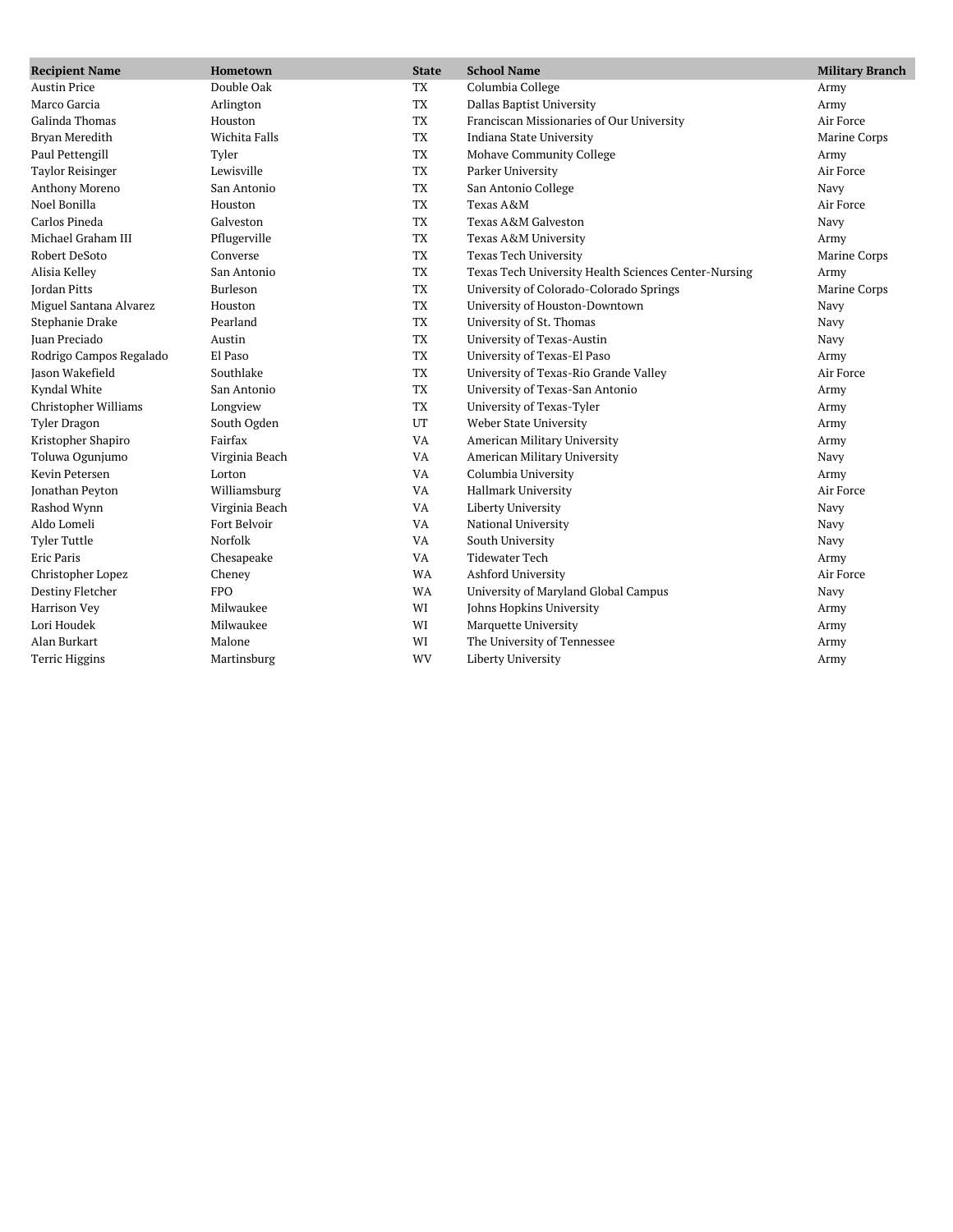| Recipient Name | Hometown | State | School Name | Military Branch |
|---|---|---|---|---|
| Austin Price | Double Oak | TX | Columbia College | Army |
| Marco Garcia | Arlington | TX | Dallas Baptist University | Army |
| Galinda Thomas | Houston | TX | Franciscan Missionaries of Our University | Air Force |
| Bryan Meredith | Wichita Falls | TX | Indiana State University | Marine Corps |
| Paul Pettengill | Tyler | TX | Mohave Community College | Army |
| Taylor Reisinger | Lewisville | TX | Parker University | Air Force |
| Anthony Moreno | San Antonio | TX | San Antonio College | Navy |
| Noel Bonilla | Houston | TX | Texas A&M | Air Force |
| Carlos Pineda | Galveston | TX | Texas A&M Galveston | Navy |
| Michael Graham III | Pflugerville | TX | Texas A&M University | Army |
| Robert DeSoto | Converse | TX | Texas Tech University | Marine Corps |
| Alisia Kelley | San Antonio | TX | Texas Tech University Health Sciences Center-Nursing | Army |
| Jordan Pitts | Burleson | TX | University of Colorado-Colorado Springs | Marine Corps |
| Miguel Santana Alvarez | Houston | TX | University of Houston-Downtown | Navy |
| Stephanie Drake | Pearland | TX | University of St. Thomas | Navy |
| Juan Preciado | Austin | TX | University of Texas-Austin | Navy |
| Rodrigo Campos Regalado | El Paso | TX | University of Texas-El Paso | Army |
| Jason Wakefield | Southlake | TX | University of Texas-Rio Grande Valley | Air Force |
| Kyndal White | San Antonio | TX | University of Texas-San Antonio | Army |
| Christopher Williams | Longview | TX | University of Texas-Tyler | Army |
| Tyler Dragon | South Ogden | UT | Weber State University | Army |
| Kristopher Shapiro | Fairfax | VA | American Military University | Army |
| Toluwa Ogunjumo | Virginia Beach | VA | American Military University | Navy |
| Kevin Petersen | Lorton | VA | Columbia University | Army |
| Jonathan Peyton | Williamsburg | VA | Hallmark University | Air Force |
| Rashod Wynn | Virginia Beach | VA | Liberty University | Navy |
| Aldo Lomeli | Fort Belvoir | VA | National University | Navy |
| Tyler Tuttle | Norfolk | VA | South University | Navy |
| Eric Paris | Chesapeake | VA | Tidewater Tech | Army |
| Christopher Lopez | Cheney | WA | Ashford University | Air Force |
| Destiny Fletcher | FPO | WA | University of Maryland Global Campus | Navy |
| Harrison Vey | Milwaukee | WI | Johns Hopkins University | Army |
| Lori Houdek | Milwaukee | WI | Marquette University | Army |
| Alan Burkart | Malone | WI | The University of Tennessee | Army |
| Terric Higgins | Martinsburg | WV | Liberty University | Army |